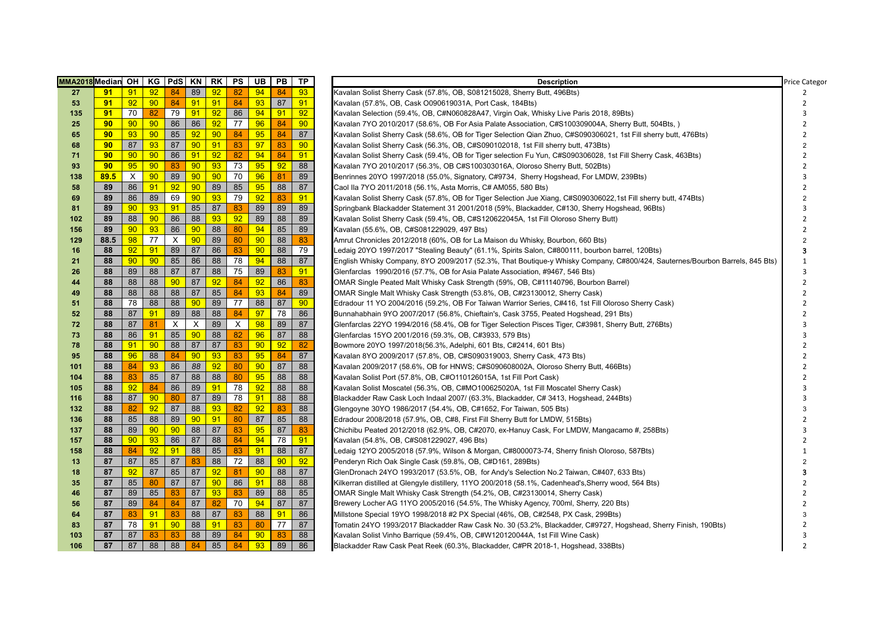| MMA2018 | Median | OH | KG | PdS | KN | RK | PS | UB | PB | TP | Description | Price Categor |
|---|---|---|---|---|---|---|---|---|---|---|---|---|
| 27 | 91 | 91 | 92 | 84 | 89 | 92 | 82 | 94 | 84 | 93 | Kavalan Solist Sherry Cask (57.8%, OB, S081215028, Sherry Butt, 496Bts) | 2 |
| 53 | 91 | 92 | 90 | 84 | 91 | 91 | 84 | 93 | 87 | 91 | Kavalan (57.8%, OB, Cask O090619031A, Port Cask, 184Bts) | 2 |
| 135 | 91 | 70 | 82 | 79 | 91 | 92 | 86 | 94 | 91 | 92 | Kavalan Selection (59.4%, OB, C#N060828A47, Virgin Oak, Whisky Live Paris 2018, 89Bts) | 3 |
| 25 | 90 | 90 | 90 | 86 | 86 | 92 | 77 | 96 | 84 | 90 | Kavalan 7YO 2010/2017 (58.6%, OB For Asia Palate Association, C#S100309004A, Sherry Butt, 504Bts, ) | 2 |
| 65 | 90 | 93 | 90 | 85 | 92 | 90 | 84 | 95 | 84 | 87 | Kavalan Solist Sherry Cask (58.6%, OB for Tiger Selection Qian Zhuo, C#S090306021, 1st Fill sherry butt, 476Bts) | 2 |
| 68 | 90 | 87 | 93 | 87 | 90 | 91 | 83 | 97 | 83 | 90 | Kavalan Solist Sherry Cask (56.3%, OB, C#S090102018, 1st Fill sherry butt, 473Bts) | 2 |
| 71 | 90 | 90 | 90 | 86 | 91 | 92 | 82 | 94 | 84 | 91 | Kavalan Solist Sherry Cask (59.4%, OB for Tiger selection Fu Yun, C#S090306028, 1st Fill Sherry Cask, 463Bts) | 2 |
| 93 | 90 | 95 | 90 | 83 | 90 | 93 | 73 | 95 | 92 | 88 | Kavalan 7YO 2010/2017 (56.3%, OB C#S100303016A, Oloroso Sherry Butt, 502Bts) | 2 |
| 138 | 89.5 | X | 90 | 89 | 90 | 90 | 70 | 96 | 81 | 89 | Benrinnes 20YO 1997/2018 (55.0%, Signatory, C#9734, Sherry Hogshead, For LMDW, 239Bts) | 3 |
| 58 | 89 | 86 | 91 | 92 | 90 | 89 | 85 | 95 | 88 | 87 | Caol Ila 7YO 2011/2018 (56.1%, Asta Morris, C# AM055, 580 Bts) | 2 |
| 69 | 89 | 86 | 89 | 69 | 90 | 93 | 79 | 92 | 83 | 91 | Kavalan Solist Sherry Cask (57.8%, OB for Tiger Selection Jue Xiang, C#S090306022,1st Fill sherry butt, 474Bts) | 2 |
| 81 | 89 | 90 | 93 | 91 | 85 | 87 | 83 | 89 | 89 | 89 | Springbank Blackadder Statement 31 2001/2018 (59%, Blackadder, C#130, Sherry Hogshead, 96Bts) | 3 |
| 102 | 89 | 88 | 90 | 86 | 88 | 93 | 92 | 89 | 88 | 89 | Kavalan Solist Sherry Cask (59.4%, OB, C#S120622045A, 1st Fill Oloroso Sherry Butt) | 2 |
| 156 | 89 | 90 | 93 | 86 | 90 | 88 | 80 | 94 | 85 | 89 | Kavalan (55.6%, OB, C#S081229029, 497 Bts) | 2 |
| 129 | 88.5 | 98 | 77 | X | 90 | 89 | 80 | 90 | 88 | 83 | Amrut Chronicles 2012/2018 (60%, OB for La Maison du Whisky, Bourbon, 660 Bts) | 2 |
| 16 | 88 | 92 | 91 | 89 | 87 | 86 | 83 | 90 | 88 | 79 | Ledaig 20YO 1997/2017 "Stealing Beauty" (61.1%, Spirits Salon, C#800111, bourbon barrel, 120Bts) | 3 |
| 21 | 88 | 90 | 90 | 85 | 86 | 88 | 78 | 94 | 88 | 87 | English Whisky Company, 8YO 2009/2017 (52.3%, That Boutique-y Whisky Company, C#800/424, Sauternes/Bourbon Barrels, 845 Bts) | 1 |
| 26 | 88 | 89 | 88 | 87 | 87 | 88 | 75 | 89 | 83 | 91 | Glenfarclas 1990/2016 (57.7%, OB for Asia Palate Association, #9467, 546 Bts) | 3 |
| 44 | 88 | 88 | 88 | 90 | 87 | 92 | 84 | 92 | 86 | 83 | OMAR Single Peated Malt Whisky Cask Strength (59%, OB, C#11140796, Bourbon Barrel) | 2 |
| 49 | 88 | 88 | 88 | 88 | 87 | 85 | 84 | 93 | 84 | 89 | OMAR Single Malt Whisky Cask Strength (53.8%, OB, C#23130012, Sherry Cask) | 2 |
| 51 | 88 | 78 | 88 | 88 | 90 | 89 | 77 | 88 | 87 | 90 | Edradour 11 YO 2004/2016 (59.2%, OB for Taiwan Warrior Series, C#416, 1st Fill Oloroso Sherry Cask) | 2 |
| 52 | 88 | 87 | 91 | 89 | 88 | 88 | 84 | 97 | 78 | 86 | Bunnahabhain 9YO 2007/2017 (56.8%, Chieftain's, Cask 3755, Peated Hogshead, 291 Bts) | 2 |
| 72 | 88 | 87 | 81 | X | X | 89 | X | 98 | 89 | 87 | Glenfarclas 22YO 1994/2016 (58.4%, OB for Tiger Selection Pisces Tiger, C#3981, Sherry Butt, 276Bts) | 3 |
| 73 | 88 | 86 | 91 | 85 | 90 | 88 | 82 | 96 | 87 | 88 | Glenfarclas 15YO 2001/2016 (59.3%, OB, C#3933, 579 Bts) | 3 |
| 78 | 88 | 91 | 90 | 88 | 87 | 87 | 83 | 90 | 92 | 82 | Bowmore 20YO 1997/2018(56.3%, Adelphi, 601 Bts, C#2414, 601 Bts) | 2 |
| 95 | 88 | 96 | 88 | 84 | 90 | 93 | 83 | 95 | 84 | 87 | Kavalan 8YO 2009/2017 (57.8%, OB, C#S090319003, Sherry Cask, 473 Bts) | 2 |
| 101 | 88 | 84 | 93 | 86 | 88 | 92 | 80 | 90 | 87 | 88 | Kavalan 2009/2017 (58.6%, OB for HNWS; C#S090608002A, Oloroso Sherry Butt, 466Bts) | 2 |
| 104 | 88 | 83 | 85 | 87 | 88 | 88 | 80 | 95 | 88 | 88 | Kavalan Solist Port (57.8%, OB, C#O110126015A, 1st Fill Port Cask) | 2 |
| 105 | 88 | 92 | 84 | 86 | 89 | 91 | 78 | 92 | 88 | 88 | Kavalan Solist Moscatel (56.3%, OB, C#MO100625020A, 1st Fill Moscatel Sherry Cask) | 3 |
| 116 | 88 | 87 | 90 | 80 | 87 | 89 | 78 | 91 | 88 | 88 | Blackadder Raw Cask Loch Indaal 2007/ (63.3%, Blackadder, C# 3413, Hogshead, 244Bts) | 3 |
| 132 | 88 | 82 | 92 | 87 | 88 | 93 | 82 | 92 | 83 | 88 | Glengoyne 30YO 1986/2017 (54.4%, OB, C#1652, For Taiwan, 505 Bts) | 3 |
| 136 | 88 | 85 | 88 | 89 | 90 | 91 | 80 | 87 | 85 | 88 | Edradour 2008/2018 (57.9%, OB, C#8, First Fill Sherry Butt for LMDW, 515Bts) | 2 |
| 137 | 88 | 89 | 90 | 90 | 88 | 87 | 83 | 95 | 87 | 83 | Chichibu Peated 2012/2018 (62.9%, OB, C#2070, ex-Hanuy Cask, For LMDW, Mangacamo #, 258Bts) | 3 |
| 157 | 88 | 90 | 93 | 86 | 87 | 88 | 84 | 94 | 78 | 91 | Kavalan (54.8%, OB, C#S081229027, 496 Bts) | 2 |
| 158 | 88 | 84 | 92 | 91 | 88 | 85 | 83 | 91 | 88 | 87 | Ledaig 12YO 2005/2018 (57.9%, Wilson & Morgan, C#8000073-74, Sherry finish Oloroso, 587Bts) | 1 |
| 13 | 87 | 87 | 85 | 87 | 83 | 88 | 72 | 88 | 90 | 92 | Penderyn Rich Oak Single Cask (59.8%, OB, C#D161, 289Bts) | 2 |
| 18 | 87 | 92 | 87 | 85 | 87 | 92 | 81 | 90 | 88 | 87 | GlenDronach 24YO 1993/2017 (53.5%, OB, for Andy's Selection No.2 Taiwan, C#407, 633 Bts) | 3 |
| 35 | 87 | 85 | 80 | 87 | 87 | 90 | 86 | 91 | 88 | 88 | Kilkerran distilled at Glengyle distillery, 11YO 200/2018 (58.1%, Cadenhead's,Sherry wood, 564 Bts) | 2 |
| 46 | 87 | 89 | 85 | 83 | 87 | 93 | 83 | 89 | 88 | 85 | OMAR Single Malt Whisky Cask Strength (54.2%, OB, C#23130014, Sherry Cask) | 2 |
| 56 | 87 | 89 | 84 | 84 | 87 | 82 | 70 | 94 | 87 | 87 | Brewery Locher AG 11YO 2005/2016 (54.5%, The Whisky Agency, 700ml, Sherry, 220 Bts) | 2 |
| 64 | 87 | 83 | 91 | 83 | 88 | 87 | 83 | 88 | 91 | 86 | Millstone Special 19YO 1998/2018 #2 PX Special (46%, OB, C#2548, PX Cask, 299Bts) | 3 |
| 83 | 87 | 78 | 91 | 90 | 88 | 91 | 83 | 80 | 77 | 87 | Tomatin 24YO 1993/2017 Blackadder Raw Cask No. 30 (53.2%, Blackadder, C#9727, Hogshead, Sherry Finish, 190Bts) | 2 |
| 103 | 87 | 87 | 83 | 83 | 88 | 89 | 84 | 90 | 83 | 88 | Kavalan Solist Vinho Barrique (59.4%, OB, C#W120120044A, 1st Fill Wine Cask) | 3 |
| 106 | 87 | 87 | 88 | 88 | 84 | 85 | 84 | 93 | 89 | 86 | Blackadder Raw Cask Peat Reek (60.3%, Blackadder, C#PR 2018-1, Hogshead, 338Bts) | 2 |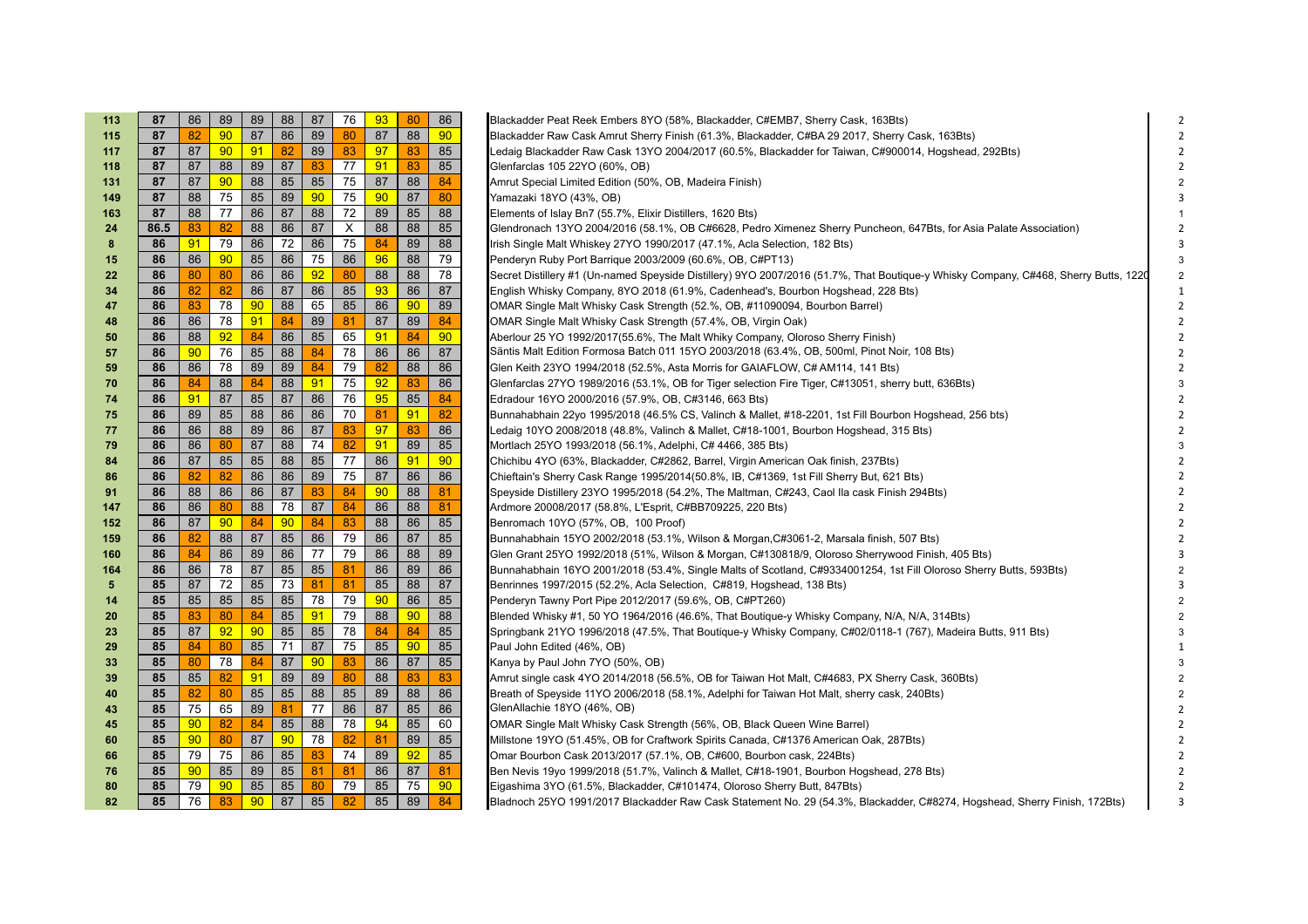| | | | | | | | | | | | | |
|---|---|---|---|---|---|---|---|---|---|---|---|---|
| 113 | 87 | 86 | 89 | 89 | 88 | 87 | 76 | 93 | 80 | 86 | Blackadder Peat Reek Embers 8YO (58%, Blackadder, C#EMB7, Sherry Cask, 163Bts) | 2 |
| 115 | 87 | 82 | 90 | 87 | 86 | 89 | 80 | 87 | 88 | 90 | Blackadder Raw Cask Amrut Sherry Finish (61.3%, Blackadder, C#BA 29 2017, Sherry Cask, 163Bts) | 2 |
| 117 | 87 | 87 | 90 | 91 | 82 | 89 | 83 | 97 | 83 | 85 | Ledaig Blackadder Raw Cask 13YO 2004/2017 (60.5%, Blackadder for Taiwan, C#900014, Hogshead, 292Bts) | 2 |
| 118 | 87 | 87 | 88 | 89 | 87 | 83 | 77 | 91 | 83 | 85 | Glenfarclas 105 22YO (60%, OB) | 2 |
| 131 | 87 | 87 | 90 | 88 | 85 | 85 | 75 | 87 | 88 | 84 | Amrut Special Limited Edition (50%, OB, Madeira Finish) | 2 |
| 149 | 87 | 88 | 75 | 85 | 89 | 90 | 75 | 90 | 87 | 80 | Yamazaki 18YO (43%, OB) | 3 |
| 163 | 87 | 88 | 77 | 86 | 87 | 88 | 72 | 89 | 85 | 88 | Elements of Islay Bn7 (55.7%, Elixir Distillers, 1620 Bts) | 1 |
| 24 | 86.5 | 83 | 82 | 88 | 86 | 87 | X | 88 | 88 | 85 | Glendronach 13YO 2004/2016 (58.1%, OB C#6628, Pedro Ximenez Sherry Puncheon, 647Bts, for Asia Palate Association) | 2 |
| 8 | 86 | 91 | 79 | 86 | 72 | 86 | 75 | 84 | 89 | 88 | Irish Single Malt Whiskey 27YO 1990/2017 (47.1%, Acla Selection, 182 Bts) | 3 |
| 15 | 86 | 86 | 90 | 85 | 86 | 75 | 86 | 96 | 88 | 79 | Penderyn Ruby Port Barrique 2003/2009 (60.6%, OB, C#PT13) | 3 |
| 22 | 86 | 80 | 80 | 86 | 86 | 92 | 80 | 88 | 88 | 78 | Secret Distillery #1 (Un-named Speyside Distillery) 9YO 2007/2016 (51.7%, That Boutique-y Whisky Company, C#468, Sherry Butts, 1220 | 2 |
| 34 | 86 | 82 | 82 | 86 | 87 | 86 | 85 | 93 | 86 | 87 | English Whisky Company, 8YO 2018 (61.9%, Cadenhead's, Bourbon Hogshead, 228 Bts) | 1 |
| 47 | 86 | 83 | 78 | 90 | 88 | 65 | 85 | 86 | 90 | 89 | OMAR Single Malt Whisky Cask Strength (52.%, OB, #11090094, Bourbon Barrel) | 2 |
| 48 | 86 | 86 | 78 | 91 | 84 | 89 | 81 | 87 | 89 | 84 | OMAR Single Malt Whisky Cask Strength (57.4%, OB, Virgin Oak) | 2 |
| 50 | 86 | 88 | 92 | 84 | 86 | 85 | 65 | 91 | 84 | 90 | Aberlour 25 YO 1992/2017(55.6%, The Malt Whiky Company, Oloroso Sherry Finish) | 2 |
| 57 | 86 | 90 | 76 | 85 | 88 | 84 | 78 | 86 | 86 | 87 | Säntis Malt Edition Formosa Batch 011 15YO 2003/2018 (63.4%, OB, 500ml, Pinot Noir, 108 Bts) | 2 |
| 59 | 86 | 86 | 78 | 89 | 89 | 84 | 79 | 82 | 88 | 86 | Glen Keith 23YO 1994/2018 (52.5%, Asta Morris for GAIAFLOW, C# AM114, 141 Bts) | 2 |
| 70 | 86 | 84 | 88 | 84 | 88 | 91 | 75 | 92 | 83 | 86 | Glenfarclas 27YO 1989/2016 (53.1%, OB for Tiger selection Fire Tiger, C#13051, sherry butt, 636Bts) | 3 |
| 74 | 86 | 91 | 87 | 85 | 87 | 86 | 76 | 95 | 85 | 84 | Edradour 16YO 2000/2016 (57.9%, OB, C#3146, 663 Bts) | 2 |
| 75 | 86 | 89 | 85 | 88 | 86 | 86 | 70 | 81 | 91 | 82 | Bunnahabhain 22yo 1995/2018 (46.5% CS, Valinch & Mallet, #18-2201, 1st Fill Bourbon Hogshead, 256 bts) | 2 |
| 77 | 86 | 86 | 88 | 89 | 86 | 87 | 83 | 97 | 83 | 86 | Ledaig 10YO 2008/2018 (48.8%, Valinch & Mallet, C#18-1001, Bourbon Hogshead, 315 Bts) | 2 |
| 79 | 86 | 86 | 80 | 87 | 88 | 74 | 82 | 91 | 89 | 85 | Mortlach 25YO 1993/2018 (56.1%, Adelphi, C# 4466, 385 Bts) | 3 |
| 84 | 86 | 87 | 85 | 85 | 88 | 85 | 77 | 86 | 91 | 90 | Chichibu 4YO (63%, Blackadder, C#2862, Barrel, Virgin American Oak finish, 237Bts) | 2 |
| 86 | 86 | 82 | 82 | 86 | 86 | 89 | 75 | 87 | 86 | 86 | Chieftain's Sherry Cask Range 1995/2014(50.8%, IB, C#1369, 1st Fill Sherry But, 621 Bts) | 2 |
| 91 | 86 | 88 | 86 | 86 | 87 | 83 | 84 | 90 | 88 | 81 | Speyside Distillery 23YO 1995/2018 (54.2%, The Maltman, C#243, Caol Ila cask Finish 294Bts) | 2 |
| 147 | 86 | 86 | 80 | 88 | 78 | 87 | 84 | 86 | 88 | 81 | Ardmore 20008/2017 (58.8%, L'Esprit, C#BB709225, 220 Bts) | 2 |
| 152 | 86 | 87 | 90 | 84 | 90 | 84 | 83 | 88 | 86 | 85 | Benromach 10YO (57%, OB, 100 Proof) | 2 |
| 159 | 86 | 82 | 88 | 87 | 85 | 86 | 79 | 86 | 87 | 85 | Bunnahabhain 15YO 2002/2018 (53.1%, Wilson & Morgan,C#3061-2, Marsala finish, 507 Bts) | 2 |
| 160 | 86 | 84 | 86 | 89 | 86 | 77 | 79 | 86 | 88 | 89 | Glen Grant 25YO 1992/2018 (51%, Wilson & Morgan, C#130818/9, Oloroso Sherrywood Finish, 405 Bts) | 3 |
| 164 | 86 | 86 | 78 | 87 | 85 | 85 | 81 | 86 | 89 | 86 | Bunnahabhain 16YO 2001/2018 (53.4%, Single Malts of Scotland, C#9334001254, 1st Fill Oloroso Sherry Butts, 593Bts) | 2 |
| 5 | 85 | 87 | 72 | 85 | 73 | 81 | 81 | 85 | 88 | 87 | Benrinnes 1997/2015 (52.2%, Acla Selection, C#819, Hogshead, 138 Bts) | 3 |
| 14 | 85 | 85 | 85 | 85 | 85 | 78 | 79 | 90 | 86 | 85 | Penderyn Tawny Port Pipe 2012/2017 (59.6%, OB, C#PT260) | 2 |
| 20 | 85 | 83 | 80 | 84 | 85 | 91 | 79 | 88 | 90 | 88 | Blended Whisky #1, 50 YO 1964/2016 (46.6%, That Boutique-y Whisky Company, N/A, N/A, 314Bts) | 2 |
| 23 | 85 | 87 | 92 | 90 | 85 | 85 | 78 | 84 | 84 | 85 | Springbank 21YO 1996/2018 (47.5%, That Boutique-y Whisky Company, C#02/0118-1 (767), Madeira Butts, 911 Bts) | 3 |
| 29 | 85 | 84 | 80 | 85 | 71 | 87 | 75 | 85 | 90 | 85 | Paul John Edited (46%, OB) | 1 |
| 33 | 85 | 80 | 78 | 84 | 87 | 90 | 83 | 86 | 87 | 85 | Kanya by Paul John 7YO (50%, OB) | 3 |
| 39 | 85 | 85 | 82 | 91 | 89 | 89 | 80 | 88 | 83 | 83 | Amrut single cask 4YO 2014/2018 (56.5%, OB for Taiwan Hot Malt, C#4683, PX Sherry Cask, 360Bts) | 2 |
| 40 | 85 | 82 | 80 | 85 | 85 | 88 | 85 | 89 | 88 | 86 | Breath of Speyside 11YO 2006/2018 (58.1%, Adelphi for Taiwan Hot Malt, sherry cask, 240Bts) | 2 |
| 43 | 85 | 75 | 65 | 89 | 81 | 77 | 86 | 87 | 85 | 86 | GlenAllachie 18YO (46%, OB) | 2 |
| 45 | 85 | 90 | 82 | 84 | 85 | 88 | 78 | 94 | 85 | 60 | OMAR Single Malt Whisky Cask Strength (56%, OB, Black Queen Wine Barrel) | 2 |
| 60 | 85 | 90 | 80 | 87 | 90 | 78 | 82 | 81 | 89 | 85 | Millstone 19YO (51.45%, OB for Craftwork Spirits Canada, C#1376 American Oak, 287Bts) | 2 |
| 66 | 85 | 79 | 75 | 86 | 85 | 83 | 74 | 89 | 92 | 85 | Omar Bourbon Cask 2013/2017 (57.1%, OB, C#600, Bourbon cask, 224Bts) | 2 |
| 76 | 85 | 90 | 85 | 89 | 85 | 81 | 81 | 86 | 87 | 81 | Ben Nevis 19yo 1999/2018 (51.7%, Valinch & Mallet, C#18-1901, Bourbon Hogshead, 278 Bts) | 2 |
| 80 | 85 | 79 | 90 | 85 | 85 | 80 | 79 | 85 | 75 | 90 | Eigashima 3YO (61.5%, Blackadder, C#101474, Oloroso Sherry Butt, 847Bts) | 2 |
| 82 | 85 | 76 | 83 | 90 | 87 | 85 | 82 | 85 | 89 | 84 | Bladnoch 25YO 1991/2017 Blackadder Raw Cask Statement No. 29 (54.3%, Blackadder, C#8274, Hogshead, Sherry Finish, 172Bts) | 3 |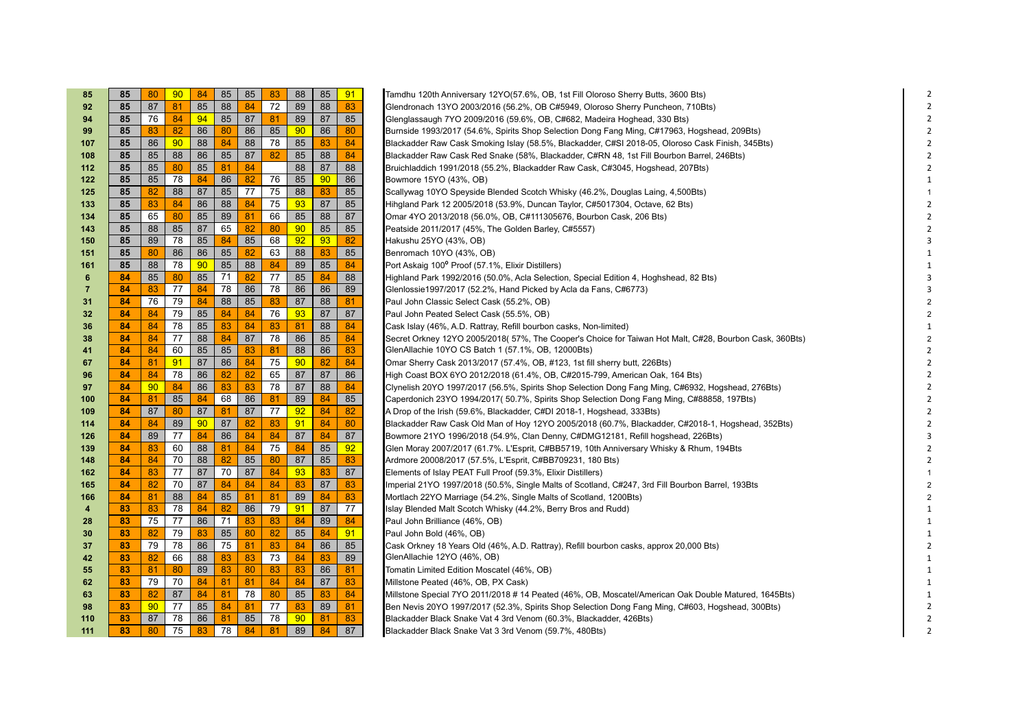| | | | | | | | | | | | | |
|---|---|---|---|---|---|---|---|---|---|---|---|---|
| 85 | 85 | 80 | 90 | 84 | 85 | 85 | 83 | 88 | 85 | 91 | Tamdhu 120th Anniversary 12YO(57.6%, OB, 1st Fill Oloroso Sherry Butts, 3600 Bts) | 2 |
| 92 | 85 | 87 | 81 | 85 | 88 | 84 | 72 | 89 | 88 | 83 | Glendronach 13YO 2003/2016 (56.2%, OB C#5949, Oloroso Sherry Puncheon, 710Bts) | 2 |
| 94 | 85 | 76 | 84 | 94 | 85 | 87 | 81 | 89 | 87 | 85 | Glenglassaugh 7YO 2009/2016 (59.6%, OB, C#682, Madeira Hoghead, 330 Bts) | 2 |
| 99 | 85 | 83 | 82 | 86 | 80 | 86 | 85 | 90 | 86 | 80 | Burnside 1993/2017 (54.6%, Spirits Shop Selection Dong Fang Ming, C#17963, Hogshead, 209Bts) | 2 |
| 107 | 85 | 86 | 90 | 88 | 84 | 88 | 78 | 85 | 83 | 84 | Blackadder Raw Cask Smoking Islay (58.5%, Blackadder, C#SI 2018-05, Oloroso Cask Finish, 345Bts) | 2 |
| 108 | 85 | 85 | 88 | 86 | 85 | 87 | 82 | 85 | 88 | 84 | Blackadder Raw Cask Red Snake (58%, Blackadder, C#RN 48, 1st Fill Bourbon Barrel, 246Bts) | 2 |
| 112 | 85 | 85 | 80 | 85 | 81 | 84 | | 88 | 87 | 88 | Bruichladdich 1991/2018 (55.2%, Blackadder Raw Cask, C#3045, Hogshead, 207Bts) | 2 |
| 122 | 85 | 85 | 78 | 84 | 86 | 82 | 76 | 85 | 90 | 86 | Bowmore 15YO (43%, OB) | 1 |
| 125 | 85 | 82 | 88 | 87 | 85 | 77 | 75 | 88 | 83 | 85 | Scallywag 10YO Speyside Blended Scotch Whisky (46.2%, Douglas Laing, 4,500Bts) | 1 |
| 133 | 85 | 83 | 84 | 86 | 88 | 84 | 75 | 93 | 87 | 85 | Hihgland Park 12 2005/2018 (53.9%, Duncan Taylor, C#5017304, Octave, 62 Bts) | 2 |
| 134 | 85 | 65 | 80 | 85 | 89 | 81 | 66 | 85 | 88 | 87 | Omar 4YO 2013/2018 (56.0%, OB, C#111305676, Bourbon Cask, 206 Bts) | 2 |
| 143 | 85 | 88 | 85 | 87 | 65 | 82 | 80 | 90 | 85 | 85 | Peatside 2011/2017 (45%, The Golden Barley, C#5557) | 2 |
| 150 | 85 | 89 | 78 | 85 | 84 | 85 | 68 | 92 | 93 | 82 | Hakushu 25YO (43%, OB) | 3 |
| 151 | 85 | 80 | 86 | 86 | 85 | 82 | 63 | 88 | 83 | 85 | Benromach 10YO (43%, OB) | 1 |
| 161 | 85 | 88 | 78 | 90 | 85 | 88 | 84 | 89 | 85 | 84 | Port Askaig 100º Proof (57.1%, Elixir Distillers) | 1 |
| 6 | 84 | 85 | 80 | 85 | 71 | 82 | 77 | 85 | 84 | 88 | Highland Park 1992/2016 (50.0%, Acla Selection, Special Edition 4, Hoghshead, 82 Bts) | 3 |
| 7 | 84 | 83 | 77 | 84 | 78 | 86 | 78 | 86 | 86 | 89 | Glenlossie1997/2017 (52.2%, Hand Picked by Acla da Fans, C#6773) | 3 |
| 31 | 84 | 76 | 79 | 84 | 88 | 85 | 83 | 87 | 88 | 81 | Paul John Classic Select Cask (55.2%, OB) | 2 |
| 32 | 84 | 84 | 79 | 85 | 84 | 84 | 76 | 93 | 87 | 87 | Paul John Peated Select Cask (55.5%, OB) | 2 |
| 36 | 84 | 84 | 78 | 85 | 83 | 84 | 83 | 81 | 88 | 84 | Cask Islay (46%, A.D. Rattray, Refill bourbon casks, Non-limited) | 1 |
| 38 | 84 | 84 | 77 | 88 | 84 | 87 | 78 | 86 | 85 | 84 | Secret Orkney 12YO 2005/2018( 57%, The Cooper's Choice for Taiwan Hot Malt, C#28, Bourbon Cask, 360Bts) | 2 |
| 41 | 84 | 84 | 60 | 85 | 85 | 83 | 81 | 88 | 86 | 83 | GlenAllachie 10YO CS Batch 1 (57.1%, OB, 12000Bts) | 2 |
| 67 | 84 | 81 | 91 | 87 | 86 | 84 | 75 | 90 | 82 | 84 | Omar Sherry Cask 2013/2017 (57.4%, OB, #123, 1st fill sherry butt, 226Bts) | 2 |
| 96 | 84 | 84 | 78 | 86 | 82 | 82 | 65 | 87 | 87 | 86 | High Coast BOX 6YO 2012/2018 (61.4%, OB, C#2015-799, American Oak, 164 Bts) | 2 |
| 97 | 84 | 90 | 84 | 86 | 83 | 83 | 78 | 87 | 88 | 84 | Clynelish 20YO 1997/2017 (56.5%, Spirits Shop Selection Dong Fang Ming, C#6932, Hogshead, 276Bts) | 2 |
| 100 | 84 | 81 | 85 | 84 | 68 | 86 | 81 | 89 | 84 | 85 | Caperdonich 23YO 1994/2017( 50.7%, Spirits Shop Selection Dong Fang Ming, C#88858, 197Bts) | 2 |
| 109 | 84 | 87 | 80 | 87 | 81 | 87 | 77 | 92 | 84 | 82 | A Drop of the Irish (59.6%, Blackadder, C#DI 2018-1, Hogshead, 333Bts) | 2 |
| 114 | 84 | 84 | 89 | 90 | 87 | 82 | 83 | 91 | 84 | 80 | Blackadder Raw Cask Old Man of Hoy 12YO 2005/2018 (60.7%, Blackadder, C#2018-1, Hogshead, 352Bts) | 2 |
| 126 | 84 | 89 | 77 | 84 | 86 | 84 | 84 | 87 | 84 | 87 | Bowmore 21YO 1996/2018 (54.9%, Clan Denny, C#DMG12181, Refill hogshead, 226Bts) | 3 |
| 139 | 84 | 83 | 60 | 88 | 81 | 84 | 75 | 84 | 85 | 92 | Glen Moray 2007/2017 (61.7%. L'Esprit, C#BB5719, 10th Anniversary Whisky & Rhum, 194Bts | 2 |
| 148 | 84 | 84 | 70 | 88 | 82 | 85 | 80 | 87 | 85 | 83 | Ardmore 20008/2017 (57.5%, L'Esprit, C#BB709231, 180 Bts) | 2 |
| 162 | 84 | 83 | 77 | 87 | 70 | 87 | 84 | 93 | 83 | 87 | Elements of Islay PEAT Full Proof (59.3%, Elixir Distillers) | 1 |
| 165 | 84 | 82 | 70 | 87 | 84 | 84 | 84 | 83 | 87 | 83 | Imperial 21YO 1997/2018 (50.5%, Single Malts of Scotland, C#247, 3rd Fill Bourbon Barrel, 193Bts | 2 |
| 166 | 84 | 81 | 88 | 84 | 85 | 81 | 81 | 89 | 84 | 83 | Mortlach 22YO Marriage (54.2%, Single Malts of Scotland, 1200Bts) | 2 |
| 4 | 83 | 83 | 78 | 84 | 82 | 86 | 79 | 91 | 87 | 77 | Islay Blended Malt Scotch Whisky (44.2%, Berry Bros and Rudd) | 1 |
| 28 | 83 | 75 | 77 | 86 | 71 | 83 | 83 | 84 | 89 | 84 | Paul John Brilliance (46%, OB) | 1 |
| 30 | 83 | 82 | 79 | 83 | 85 | 80 | 82 | 85 | 84 | 91 | Paul John Bold (46%, OB) | 1 |
| 37 | 83 | 79 | 78 | 86 | 75 | 81 | 83 | 84 | 86 | 85 | Cask Orkney 18 Years Old (46%, A.D. Rattray), Refill bourbon casks, approx 20,000 Bts) | 2 |
| 42 | 83 | 82 | 66 | 88 | 83 | 83 | 73 | 84 | 83 | 89 | GlenAllachie 12YO (46%, OB) | 1 |
| 55 | 83 | 81 | 80 | 89 | 83 | 80 | 83 | 83 | 86 | 81 | Tomatin Limited Edition Moscatel (46%, OB) | 1 |
| 62 | 83 | 79 | 70 | 84 | 81 | 81 | 84 | 84 | 87 | 83 | Millstone Peated (46%, OB, PX Cask) | 1 |
| 63 | 83 | 82 | 87 | 84 | 81 | 78 | 80 | 85 | 83 | 84 | Millstone Special 7YO 2011/2018 # 14 Peated (46%, OB, Moscatel/American Oak Double Matured, 1645Bts) | 1 |
| 98 | 83 | 90 | 77 | 85 | 84 | 81 | 77 | 83 | 89 | 81 | Ben Nevis 20YO 1997/2017 (52.3%, Spirits Shop Selection Dong Fang Ming, C#603, Hogshead, 300Bts) | 2 |
| 110 | 83 | 87 | 78 | 86 | 81 | 85 | 78 | 90 | 81 | 83 | Blackadder Black Snake Vat 4 3rd Venom (60.3%, Blackadder, 426Bts) | 2 |
| 111 | 83 | 80 | 75 | 83 | 78 | 84 | 81 | 89 | 84 | 87 | Blackadder Black Snake Vat 3 3rd Venom (59.7%, 480Bts) | 2 |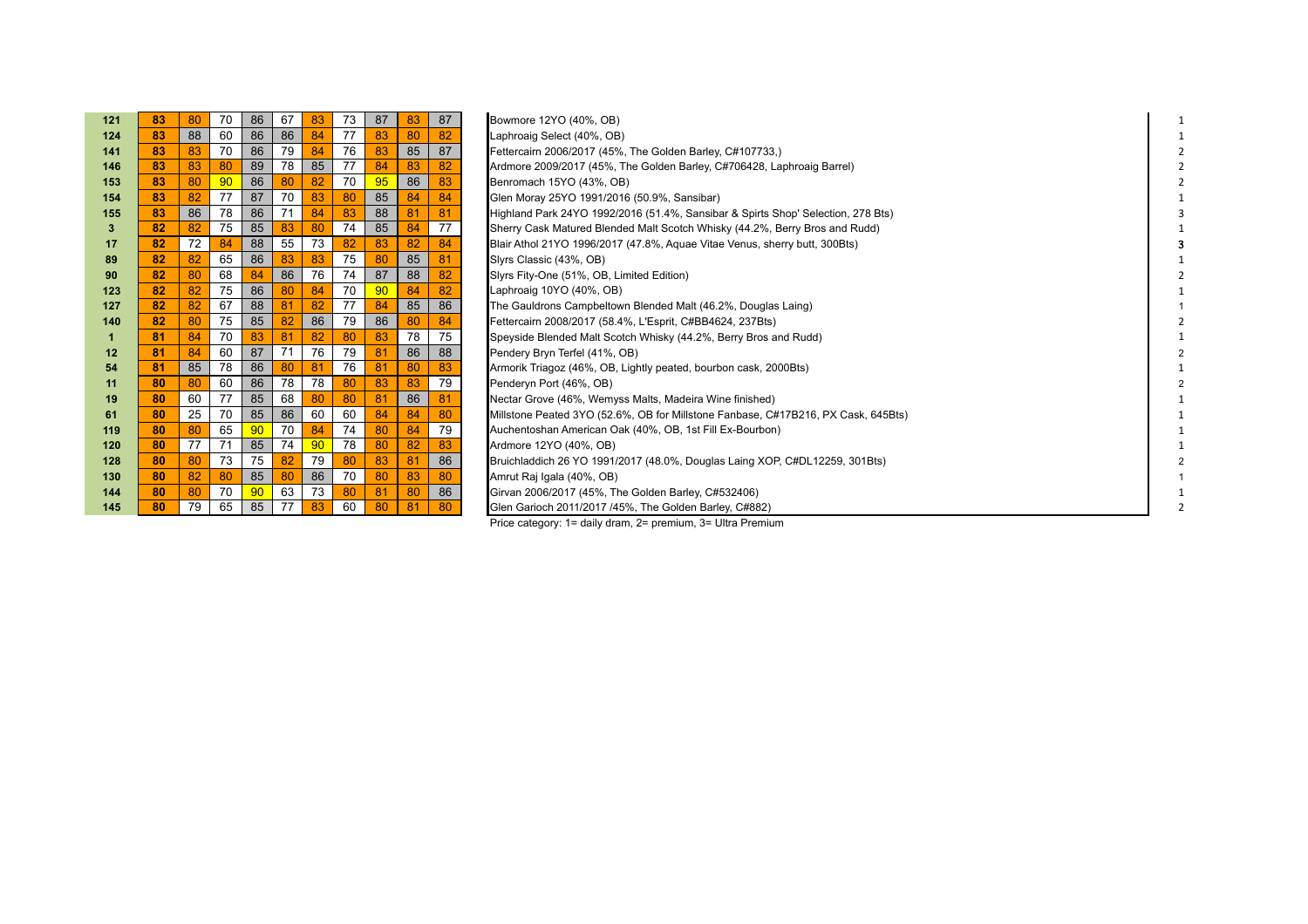| | | | | | | | | | | | | | |
|---|---|---|---|---|---|---|---|---|---|---|---|---|---|
| **121** | **83** | 80 | 70 | 86 | 67 | 83 | 73 | 87 | 83 | 87 | Bowmore 12YO (40%, OB) | 1 |
| **124** | **83** | 88 | 60 | 86 | 86 | 84 | 77 | 83 | 80 | 82 | Laphroaig Select (40%, OB) | 1 |
| **141** | **83** | 83 | 70 | 86 | 79 | 84 | 76 | 83 | 85 | 87 | Fettercairn 2006/2017 (45%, The Golden Barley, C#107733,) | 2 |
| **146** | **83** | 83 | 80 | 89 | 78 | 85 | 77 | 84 | 83 | 82 | Ardmore 2009/2017 (45%, The Golden Barley, C#706428, Laphroaig Barrel) | 2 |
| **153** | **83** | 80 | 90 | 86 | 80 | 82 | 70 | 95 | 86 | 83 | Benromach 15YO (43%, OB) | 2 |
| **154** | **83** | 82 | 77 | 87 | 70 | 83 | 80 | 85 | 84 | 84 | Glen Moray 25YO 1991/2016 (50.9%, Sansibar) | 1 |
| **155** | **83** | 86 | 78 | 86 | 71 | 84 | 83 | 88 | 81 | 81 | Highland Park 24YO 1992/2016 (51.4%, Sansibar & Spirts Shop' Selection, 278 Bts) | 3 |
| **3** | **82** | 82 | 75 | 85 | 83 | 80 | 74 | 85 | 84 | 77 | Sherry Cask Matured Blended Malt Scotch Whisky (44.2%, Berry Bros and Rudd) | 1 |
| **17** | **82** | 72 | 84 | 88 | 55 | 73 | 82 | 83 | 82 | 84 | Blair Athol 21YO 1996/2017 (47.8%, Aquae Vitae Venus, sherry butt, 300Bts) | 3 |
| **89** | **82** | 82 | 65 | 86 | 83 | 83 | 75 | 80 | 85 | 81 | Slyrs Classic (43%, OB) | 1 |
| **90** | **82** | 80 | 68 | 84 | 86 | 76 | 74 | 87 | 88 | 82 | Slyrs Fity-One (51%, OB, Limited Edition) | 2 |
| **123** | **82** | 82 | 75 | 86 | 80 | 84 | 70 | 90 | 84 | 82 | Laphroaig 10YO (40%, OB) | 1 |
| **127** | **82** | 82 | 67 | 88 | 81 | 82 | 77 | 84 | 85 | 86 | The Gauldrons Campbeltown Blended Malt (46.2%, Douglas Laing) | 1 |
| **140** | **82** | 80 | 75 | 85 | 82 | 86 | 79 | 86 | 80 | 84 | Fettercairn 2008/2017 (58.4%, L'Esprit, C#BB4624, 237Bts) | 2 |
| **1** | **81** | 84 | 70 | 83 | 81 | 82 | 80 | 83 | 78 | 75 | Speyside Blended Malt Scotch Whisky (44.2%, Berry Bros and Rudd) | 1 |
| **12** | **81** | 84 | 60 | 87 | 71 | 76 | 79 | 81 | 86 | 88 | Pendery Bryn Terfel (41%, OB) | 2 |
| **54** | **81** | 85 | 78 | 86 | 80 | 81 | 76 | 81 | 80 | 83 | Armorik Triagoz (46%, OB, Lightly peated, bourbon cask, 2000Bts) | 1 |
| **11** | **80** | 80 | 60 | 86 | 78 | 78 | 80 | 83 | 83 | 79 | Penderyn Port (46%, OB) | 2 |
| **19** | **80** | 60 | 77 | 85 | 68 | 80 | 80 | 81 | 86 | 81 | Nectar Grove (46%, Wemyss Malts, Madeira Wine finished) | 1 |
| **61** | **80** | 25 | 70 | 85 | 86 | 60 | 60 | 84 | 84 | 80 | Millstone Peated 3YO (52.6%, OB for Millstone Fanbase, C#17B216, PX Cask, 645Bts) | 1 |
| **119** | **80** | 80 | 65 | 90 | 70 | 84 | 74 | 80 | 84 | 79 | Auchentoshan American Oak (40%, OB, 1st Fill Ex-Bourbon) | 1 |
| **120** | **80** | 77 | 71 | 85 | 74 | 90 | 78 | 80 | 82 | 83 | Ardmore 12YO (40%, OB) | 1 |
| **128** | **80** | 80 | 73 | 75 | 82 | 79 | 80 | 83 | 81 | 86 | Bruichladdich 26 YO 1991/2017 (48.0%, Douglas Laing XOP, C#DL12259, 301Bts) | 2 |
| **130** | **80** | 82 | 80 | 85 | 80 | 86 | 70 | 80 | 83 | 80 | Amrut Raj Igala (40%, OB) | 1 |
| **144** | **80** | 80 | 70 | 90 | 63 | 73 | 80 | 81 | 80 | 86 | Girvan 2006/2017 (45%, The Golden Barley, C#532406) | 1 |
| **145** | **80** | 79 | 65 | 85 | 77 | 83 | 60 | 80 | 81 | 80 | Glen Garioch 2011/2017 /45%, The Golden Barley, C#882) | 2 |

Price category: 1= daily dram, 2= premium, 3= Ultra Premium